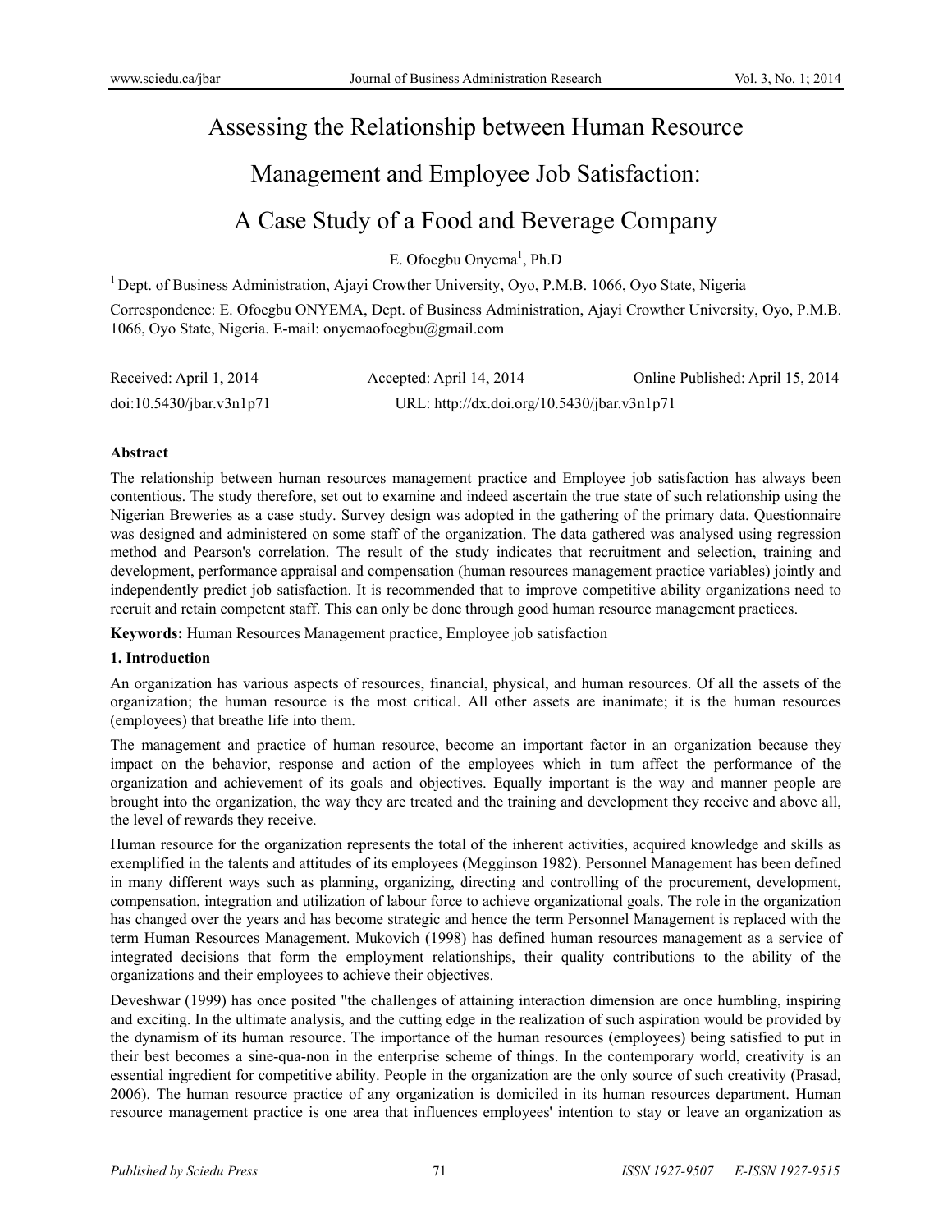# Assessing the Relationship between Human Resource Management and Employee Job Satisfaction: A Case Study of a Food and Beverage Company

E. Ofoegbu Onyema[1], Ph.D

[1] Dept. of Business Administration, Ajayi Crowther University, Oyo, P.M.B. 1066, Oyo State, Nigeria

Correspondence: E. Ofoegbu ONYEMA, Dept. of Business Administration, Ajayi Crowther University, Oyo, P.M.B. 1066, Oyo State, Nigeria. E-mail: onyemaofoegbu@gmail.com

Received: April 1, 2014 Accepted: April 14, 2014 Online Published: April 15, 2014

doi:10.5430/jbar.v3n1p71 URL: http://dx.doi.org/10.5430/jbar.v3n1p71

**Abstract**

The relationship between human resources management practice and Employee job satisfaction has always been contentious. The study therefore, set out to examine and indeed ascertain the true state of such relationship using the Nigerian Breweries as a case study. Survey design was adopted in the gathering of the primary data. Questionnaire was designed and administered on some staff of the organization. The data gathered was analysed using regression method and Pearson's correlation. The result of the study indicates that recruitment and selection, training and development, performance appraisal and compensation (human resources management practice variables) jointly and independently predict job satisfaction. It is recommended that to improve competitive ability organizations need to recruit and retain competent staff. This can only be done through good human resource management practices.

**Keywords:** Human Resources Management practice, Employee job satisfaction

## 1. Introduction

An organization has various aspects of resources, financial, physical, and human resources. Of all the assets of the organization; the human resource is the most critical. All other assets are inanimate; it is the human resources (employees) that breathe life into them.

The management and practice of human resource, become an important factor in an organization because they impact on the behavior, response and action of the employees which in turn affect the performance of the organization and achievement of its goals and objectives. Equally important is the way and manner people are brought into the organization, the way they are treated and the training and development they receive and above all, the level of rewards they receive.

Human resource for the organization represents the total of the inherent activities, acquired knowledge and skills as exemplified in the talents and attitudes of its employees (Megginson 1982). Personnel Management has been defined in many different ways such as planning, organizing, directing and controlling of the procurement, development, compensation, integration and utilization of labour force to achieve organizational goals. The role in the organization has changed over the years and has become strategic and hence the term Personnel Management is replaced with the term Human Resources Management. Mukovich (1998) has defined human resources management as a service of integrated decisions that form the employment relationships, their quality contributions to the ability of the organizations and their employees to achieve their objectives.

Deveshwar (1999) has once posited "the challenges of attaining interaction dimension are once humbling, inspiring and exciting. In the ultimate analysis, and the cutting edge in the realization of such aspiration would be provided by the dynamism of its human resource. The importance of the human resources (employees) being satisfied to put in their best becomes a sine-qua-non in the enterprise scheme of things. In the contemporary world, creativity is an essential ingredient for competitive ability. People in the organization are the only source of such creativity (Prasad, 2006). The human resource practice of any organization is domiciled in its human resources department. Human resource management practice is one area that influences employees' intention to stay or leave an organization as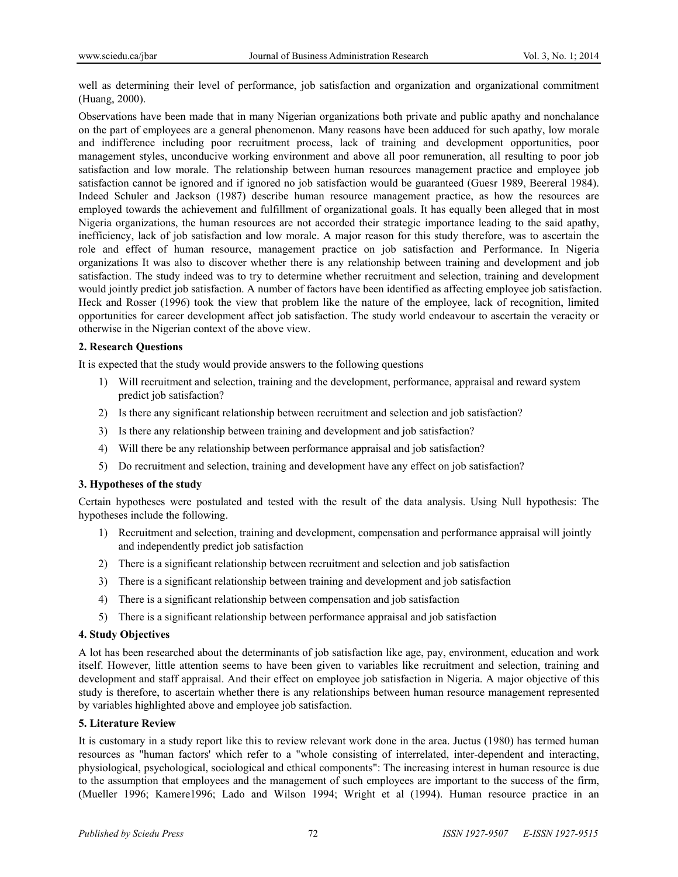well as determining their level of performance, job satisfaction and organization and organizational commitment (Huang, 2000).

Observations have been made that in many Nigerian organizations both private and public apathy and nonchalance on the part of employees are a general phenomenon. Many reasons have been adduced for such apathy, low morale and indifference including poor recruitment process, lack of training and development opportunities, poor management styles, unconducive working environment and above all poor remuneration, all resulting to poor job satisfaction and low morale. The relationship between human resources management practice and employee job satisfaction cannot be ignored and if ignored no job satisfaction would be guaranteed (Guesr 1989, Beereral 1984). Indeed Schuler and Jackson (1987) describe human resource management practice, as how the resources are employed towards the achievement and fulfillment of organizational goals. It has equally been alleged that in most Nigeria organizations, the human resources are not accorded their strategic importance leading to the said apathy, inefficiency, lack of job satisfaction and low morale. A major reason for this study therefore, was to ascertain the role and effect of human resource, management practice on job satisfaction and Performance. In Nigeria organizations It was also to discover whether there is any relationship between training and development and job satisfaction. The study indeed was to try to determine whether recruitment and selection, training and development would jointly predict job satisfaction. A number of factors have been identified as affecting employee job satisfaction. Heck and Rosser (1996) took the view that problem like the nature of the employee, lack of recognition, limited opportunities for career development affect job satisfaction. The study world endeavour to ascertain the veracity or otherwise in the Nigerian context of the above view.

### 2. Research Questions

It is expected that the study would provide answers to the following questions

1) Will recruitment and selection, training and the development, performance, appraisal and reward system predict job satisfaction?
2) Is there any significant relationship between recruitment and selection and job satisfaction?
3) Is there any relationship between training and development and job satisfaction?
4) Will there be any relationship between performance appraisal and job satisfaction?
5) Do recruitment and selection, training and development have any effect on job satisfaction?

### 3. Hypotheses of the study

Certain hypotheses were postulated and tested with the result of the data analysis. Using Null hypothesis: The hypotheses include the following.

1) Recruitment and selection, training and development, compensation and performance appraisal will jointly and independently predict job satisfaction
2) There is a significant relationship between recruitment and selection and job satisfaction
3) There is a significant relationship between training and development and job satisfaction
4) There is a significant relationship between compensation and job satisfaction
5) There is a significant relationship between performance appraisal and job satisfaction

### 4. Study Objectives

A lot has been researched about the determinants of job satisfaction like age, pay, environment, education and work itself. However, little attention seems to have been given to variables like recruitment and selection, training and development and staff appraisal. And their effect on employee job satisfaction in Nigeria. A major objective of this study is therefore, to ascertain whether there is any relationships between human resource management represented by variables highlighted above and employee job satisfaction.

### 5. Literature Review

It is customary in a study report like this to review relevant work done in the area. Juctus (1980) has termed human resources as "human factors' which refer to a "whole consisting of interrelated, inter-dependent and interacting, physiological, psychological, sociological and ethical components": The increasing interest in human resource is due to the assumption that employees and the management of such employees are important to the success of the firm, (Mueller 1996; Kamere1996; Lado and Wilson 1994; Wright et al (1994). Human resource practice in an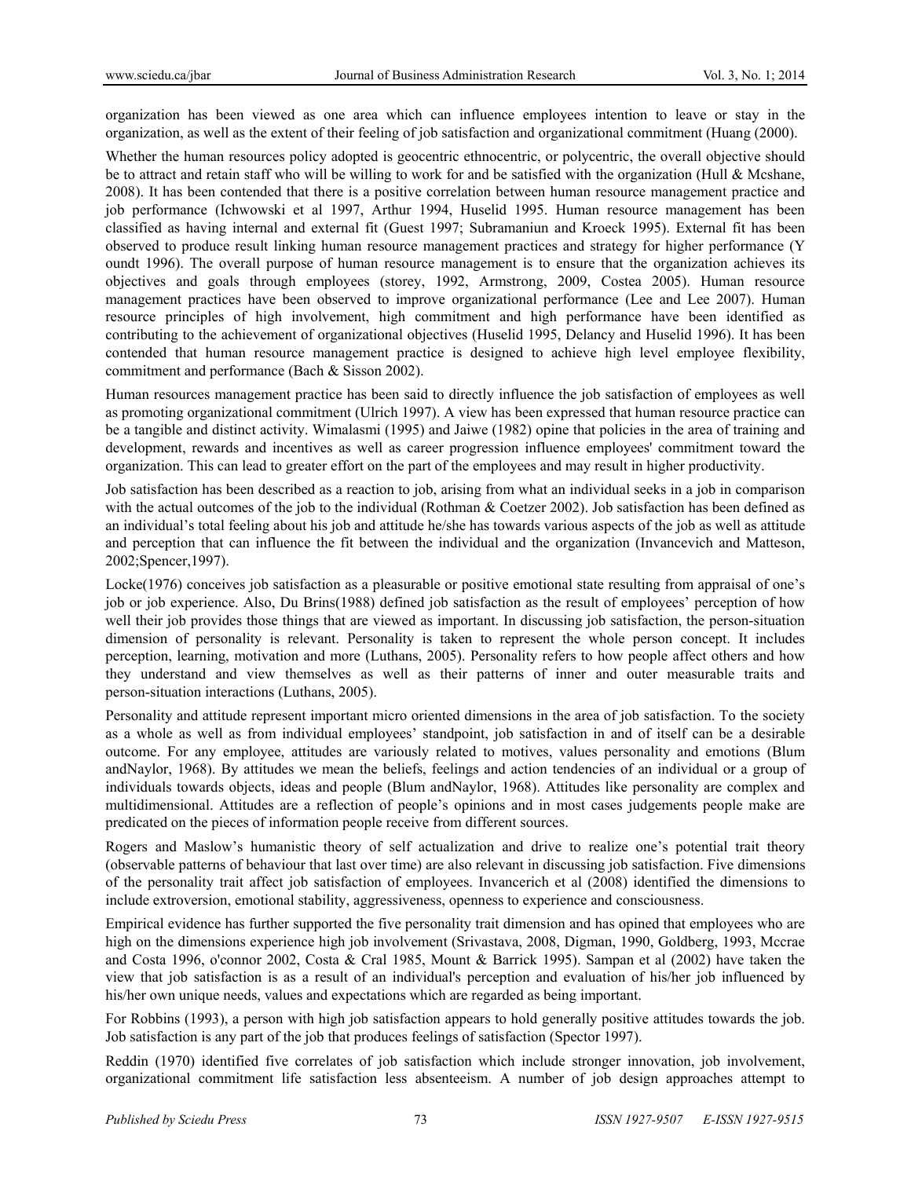organization has been viewed as one area which can influence employees intention to leave or stay in the organization, as well as the extent of their feeling of job satisfaction and organizational commitment (Huang (2000).

Whether the human resources policy adopted is geocentric ethnocentric, or polycentric, the overall objective should be to attract and retain staff who will be willing to work for and be satisfied with the organization (Hull & Mcshane, 2008). It has been contended that there is a positive correlation between human resource management practice and job performance (Ichwowski et al 1997, Arthur 1994, Huselid 1995. Human resource management has been classified as having internal and external fit (Guest 1997; Subramaniun and Kroeck 1995). External fit has been observed to produce result linking human resource management practices and strategy for higher performance (Y oundt 1996). The overall purpose of human resource management is to ensure that the organization achieves its objectives and goals through employees (storey, 1992, Armstrong, 2009, Costea 2005). Human resource management practices have been observed to improve organizational performance (Lee and Lee 2007). Human resource principles of high involvement, high commitment and high performance have been identified as contributing to the achievement of organizational objectives (Huselid 1995, Delancy and Huselid 1996). It has been contended that human resource management practice is designed to achieve high level employee flexibility, commitment and performance (Bach & Sisson 2002).

Human resources management practice has been said to directly influence the job satisfaction of employees as well as promoting organizational commitment (Ulrich 1997). A view has been expressed that human resource practice can be a tangible and distinct activity. Wimalasmi (1995) and Jaiwe (1982) opine that policies in the area of training and development, rewards and incentives as well as career progression influence employees' commitment toward the organization. This can lead to greater effort on the part of the employees and may result in higher productivity.

Job satisfaction has been described as a reaction to job, arising from what an individual seeks in a job in comparison with the actual outcomes of the job to the individual (Rothman & Coetzer 2002). Job satisfaction has been defined as an individual's total feeling about his job and attitude he/she has towards various aspects of the job as well as attitude and perception that can influence the fit between the individual and the organization (Invancevich and Matteson, 2002;Spencer,1997).

Locke(1976) conceives job satisfaction as a pleasurable or positive emotional state resulting from appraisal of one's job or job experience. Also, Du Brins(1988) defined job satisfaction as the result of employees' perception of how well their job provides those things that are viewed as important. In discussing job satisfaction, the person-situation dimension of personality is relevant. Personality is taken to represent the whole person concept. It includes perception, learning, motivation and more (Luthans, 2005). Personality refers to how people affect others and how they understand and view themselves as well as their patterns of inner and outer measurable traits and person-situation interactions (Luthans, 2005).

Personality and attitude represent important micro oriented dimensions in the area of job satisfaction. To the society as a whole as well as from individual employees' standpoint, job satisfaction in and of itself can be a desirable outcome. For any employee, attitudes are variously related to motives, values personality and emotions (Blum andNaylor, 1968). By attitudes we mean the beliefs, feelings and action tendencies of an individual or a group of individuals towards objects, ideas and people (Blum andNaylor, 1968). Attitudes like personality are complex and multidimensional. Attitudes are a reflection of people's opinions and in most cases judgements people make are predicated on the pieces of information people receive from different sources.

Rogers and Maslow's humanistic theory of self actualization and drive to realize one's potential trait theory (observable patterns of behaviour that last over time) are also relevant in discussing job satisfaction. Five dimensions of the personality trait affect job satisfaction of employees. Invancerich et al (2008) identified the dimensions to include extroversion, emotional stability, aggressiveness, openness to experience and consciousness.

Empirical evidence has further supported the five personality trait dimension and has opined that employees who are high on the dimensions experience high job involvement (Srivastava, 2008, Digman, 1990, Goldberg, 1993, Mccrae and Costa 1996, o'connor 2002, Costa & Cral 1985, Mount & Barrick 1995). Sampan et al (2002) have taken the view that job satisfaction is as a result of an individual's perception and evaluation of his/her job influenced by his/her own unique needs, values and expectations which are regarded as being important.

For Robbins (1993), a person with high job satisfaction appears to hold generally positive attitudes towards the job. Job satisfaction is any part of the job that produces feelings of satisfaction (Spector 1997).

Reddin (1970) identified five correlates of job satisfaction which include stronger innovation, job involvement, organizational commitment life satisfaction less absenteeism. A number of job design approaches attempt to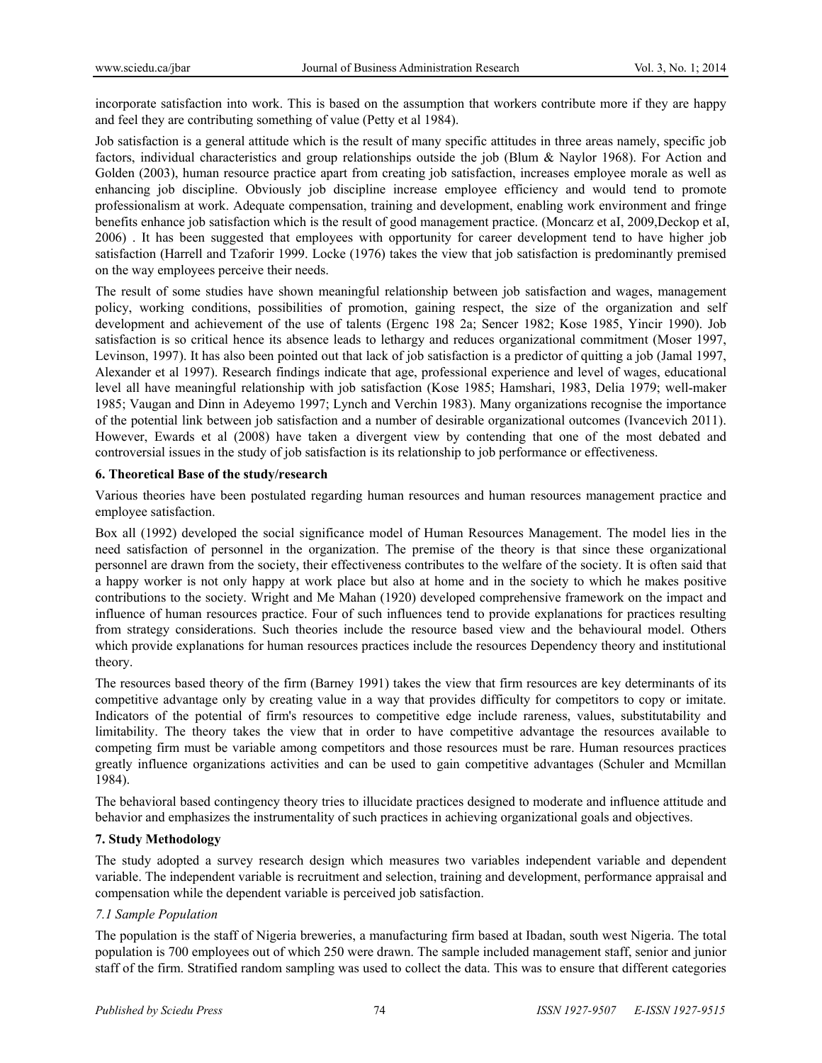incorporate satisfaction into work. This is based on the assumption that workers contribute more if they are happy and feel they are contributing something of value (Petty et al 1984).

Job satisfaction is a general attitude which is the result of many specific attitudes in three areas namely, specific job factors, individual characteristics and group relationships outside the job (Blum & Naylor 1968). For Action and Golden (2003), human resource practice apart from creating job satisfaction, increases employee morale as well as enhancing job discipline. Obviously job discipline increase employee efficiency and would tend to promote professionalism at work. Adequate compensation, training and development, enabling work environment and fringe benefits enhance job satisfaction which is the result of good management practice. (Moncarz et aI, 2009,Deckop et aI, 2006) . It has been suggested that employees with opportunity for career development tend to have higher job satisfaction (Harrell and Tzaforir 1999. Locke (1976) takes the view that job satisfaction is predominantly premised on the way employees perceive their needs.

The result of some studies have shown meaningful relationship between job satisfaction and wages, management policy, working conditions, possibilities of promotion, gaining respect, the size of the organization and self development and achievement of the use of talents (Ergenc 198 2a; Sencer 1982; Kose 1985, Yincir 1990). Job satisfaction is so critical hence its absence leads to lethargy and reduces organizational commitment (Moser 1997, Levinson, 1997). It has also been pointed out that lack of job satisfaction is a predictor of quitting a job (Jamal 1997, Alexander et al 1997). Research findings indicate that age, professional experience and level of wages, educational level all have meaningful relationship with job satisfaction (Kose 1985; Hamshari, 1983, Delia 1979; well-maker 1985; Vaugan and Dinn in Adeyemo 1997; Lynch and Verchin 1983). Many organizations recognise the importance of the potential link between job satisfaction and a number of desirable organizational outcomes (Ivancevich 2011). However, Ewards et al (2008) have taken a divergent view by contending that one of the most debated and controversial issues in the study of job satisfaction is its relationship to job performance or effectiveness.

**6. Theoretical Base of the study/research**

Various theories have been postulated regarding human resources and human resources management practice and employee satisfaction.

Box all (1992) developed the social significance model of Human Resources Management. The model lies in the need satisfaction of personnel in the organization. The premise of the theory is that since these organizational personnel are drawn from the society, their effectiveness contributes to the welfare of the society. It is often said that a happy worker is not only happy at work place but also at home and in the society to which he makes positive contributions to the society. Wright and Me Mahan (1920) developed comprehensive framework on the impact and influence of human resources practice. Four of such influences tend to provide explanations for practices resulting from strategy considerations. Such theories include the resource based view and the behavioural model. Others which provide explanations for human resources practices include the resources Dependency theory and institutional theory.

The resources based theory of the firm (Barney 1991) takes the view that firm resources are key determinants of its competitive advantage only by creating value in a way that provides difficulty for competitors to copy or imitate. Indicators of the potential of firm's resources to competitive edge include rareness, values, substitutability and limitability. The theory takes the view that in order to have competitive advantage the resources available to competing firm must be variable among competitors and those resources must be rare. Human resources practices greatly influence organizations activities and can be used to gain competitive advantages (Schuler and Mcmillan 1984).

The behavioral based contingency theory tries to illucidate practices designed to moderate and influence attitude and behavior and emphasizes the instrumentality of such practices in achieving organizational goals and objectives.

**7. Study Methodology**

The study adopted a survey research design which measures two variables independent variable and dependent variable. The independent variable is recruitment and selection, training and development, performance appraisal and compensation while the dependent variable is perceived job satisfaction.

*7.1 Sample Population*

The population is the staff of Nigeria breweries, a manufacturing firm based at Ibadan, south west Nigeria. The total population is 700 employees out of which 250 were drawn. The sample included management staff, senior and junior staff of the firm. Stratified random sampling was used to collect the data. This was to ensure that different categories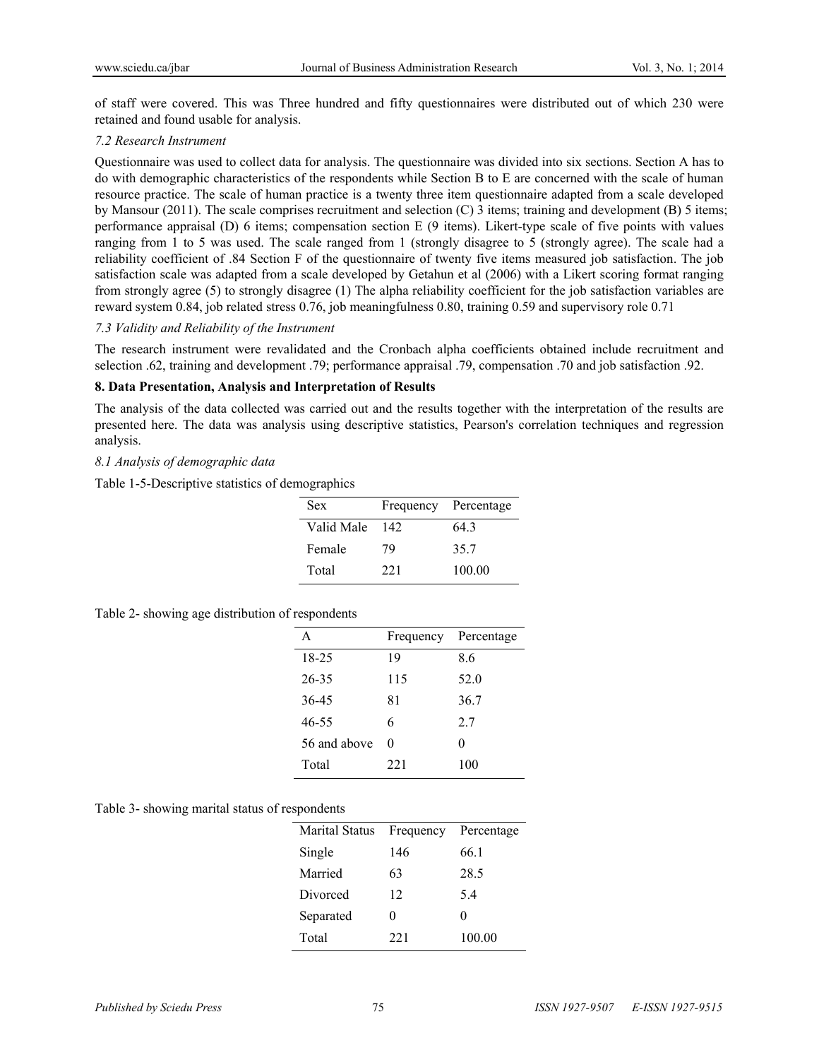of staff were covered. This was Three hundred and fifty questionnaires were distributed out of which 230 were retained and found usable for analysis.

### *7.2 Research Instrument*

Questionnaire was used to collect data for analysis. The questionnaire was divided into six sections. Section A has to do with demographic characteristics of the respondents while Section B to E are concerned with the scale of human resource practice. The scale of human practice is a twenty three item questionnaire adapted from a scale developed by Mansour (2011). The scale comprises recruitment and selection (C) 3 items; training and development (B) 5 items; performance appraisal (D) 6 items; compensation section E (9 items). Likert-type scale of five points with values ranging from 1 to 5 was used. The scale ranged from 1 (strongly disagree to 5 (strongly agree). The scale had a reliability coefficient of .84 Section F of the questionnaire of twenty five items measured job satisfaction. The job satisfaction scale was adapted from a scale developed by Getahun et al (2006) with a Likert scoring format ranging from strongly agree (5) to strongly disagree (1) The alpha reliability coefficient for the job satisfaction variables are reward system 0.84, job related stress 0.76, job meaningfulness 0.80, training 0.59 and supervisory role 0.71

### *7.3 Validity and Reliability of the Instrument*

The research instrument were revalidated and the Cronbach alpha coefficients obtained include recruitment and selection .62, training and development .79; performance appraisal .79, compensation .70 and job satisfaction .92.

## 8. Data Presentation, Analysis and Interpretation of Results

The analysis of the data collected was carried out and the results together with the interpretation of the results are presented here. The data was analysis using descriptive statistics, Pearson's correlation techniques and regression analysis.

### *8.1 Analysis of demographic data*

Table 1-5-Descriptive statistics of demographics

| Sex | Frequency | Percentage |
|---|---|---|
| Valid Male | 142 | 64.3 |
| Female | 79 | 35.7 |
| Total | 221 | 100.00 |

Table 2- showing age distribution of respondents

| A | Frequency | Percentage |
|---|---|---|
| 18-25 | 19 | 8.6 |
| 26-35 | 115 | 52.0 |
| 36-45 | 81 | 36.7 |
| 46-55 | 6 | 2.7 |
| 56 and above | 0 | 0 |
| Total | 221 | 100 |

Table 3- showing marital status of respondents

| Marital Status | Frequency | Percentage |
|---|---|---|
| Single | 146 | 66.1 |
| Married | 63 | 28.5 |
| Divorced | 12 | 5.4 |
| Separated | 0 | 0 |
| Total | 221 | 100.00 |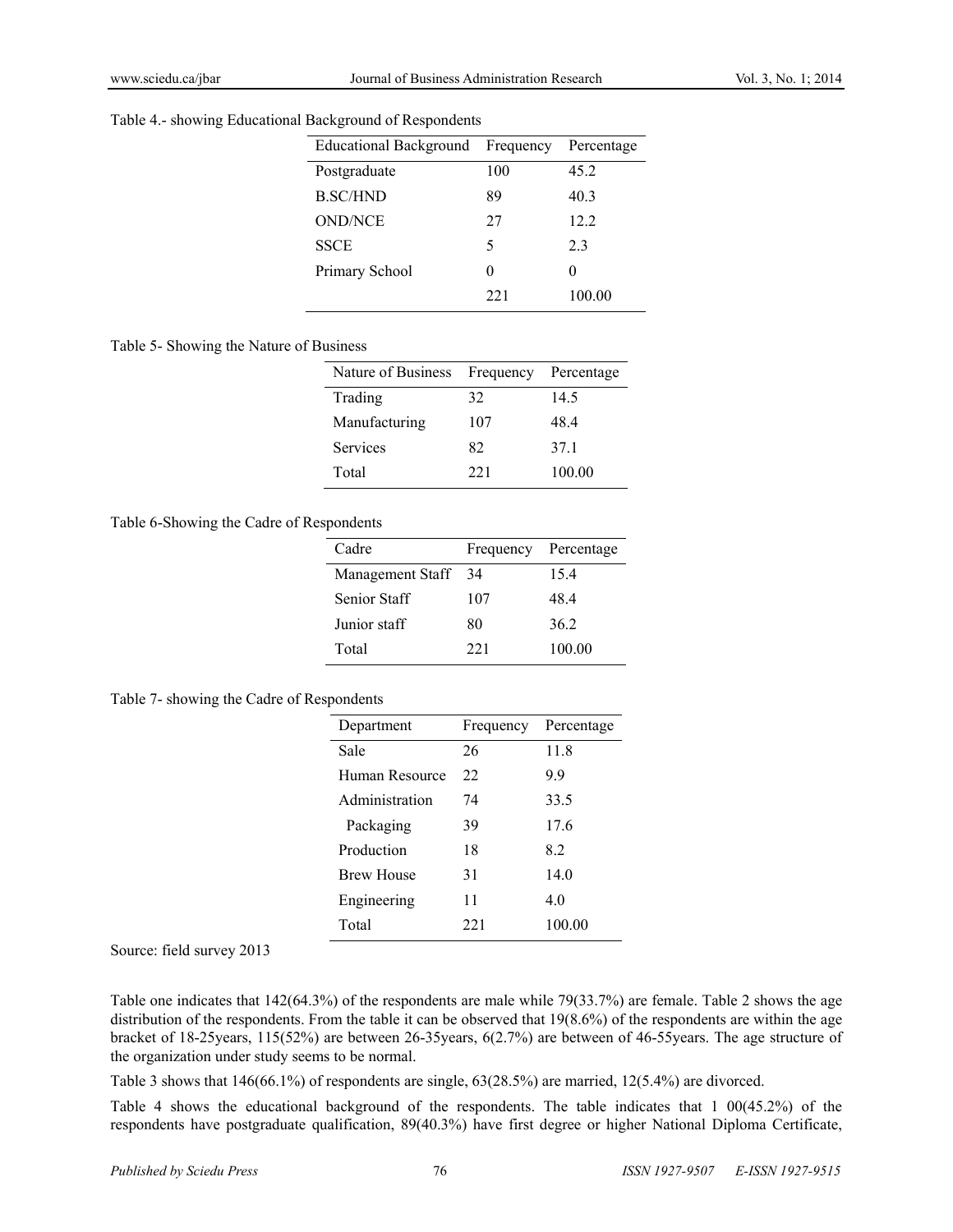Table 4.- showing Educational Background of Respondents

| Educational Background | Frequency | Percentage |
|---|---|---|
| Postgraduate | 100 | 45.2 |
| B.SC/HND | 89 | 40.3 |
| OND/NCE | 27 | 12.2 |
| SSCE | 5 | 2.3 |
| Primary School | 0 | 0 |
| | 221 | 100.00 |

Table 5- Showing the Nature of Business

| Nature of Business | Frequency | Percentage |
|---|---|---|
| Trading | 32 | 14.5 |
| Manufacturing | 107 | 48.4 |
| Services | 82 | 37.1 |
| Total | 221 | 100.00 |

Table 6-Showing the Cadre of Respondents

| Cadre | Frequency | Percentage |
|---|---|---|
| Management Staff | 34 | 15.4 |
| Senior Staff | 107 | 48.4 |
| Junior staff | 80 | 36.2 |
| Total | 221 | 100.00 |

Table 7- showing the Cadre of Respondents

| Department | Frequency | Percentage |
|---|---|---|
| Sale | 26 | 11.8 |
| Human Resource | 22 | 9.9 |
| Administration | 74 | 33.5 |
| Packaging | 39 | 17.6 |
| Production | 18 | 8.2 |
| Brew House | 31 | 14.0 |
| Engineering | 11 | 4.0 |
| Total | 221 | 100.00 |

Source: field survey 2013

Table one indicates that 142(64.3%) of the respondents are male while 79(33.7%) are female. Table 2 shows the age distribution of the respondents. From the table it can be observed that 19(8.6%) of the respondents are within the age bracket of 18-25years, 115(52%) are between 26-35years, 6(2.7%) are between of 46-55years. The age structure of the organization under study seems to be normal.

Table 3 shows that 146(66.1%) of respondents are single, 63(28.5%) are married, 12(5.4%) are divorced.

Table 4 shows the educational background of the respondents. The table indicates that 1 00(45.2%) of the respondents have postgraduate qualification, 89(40.3%) have first degree or higher National Diploma Certificate,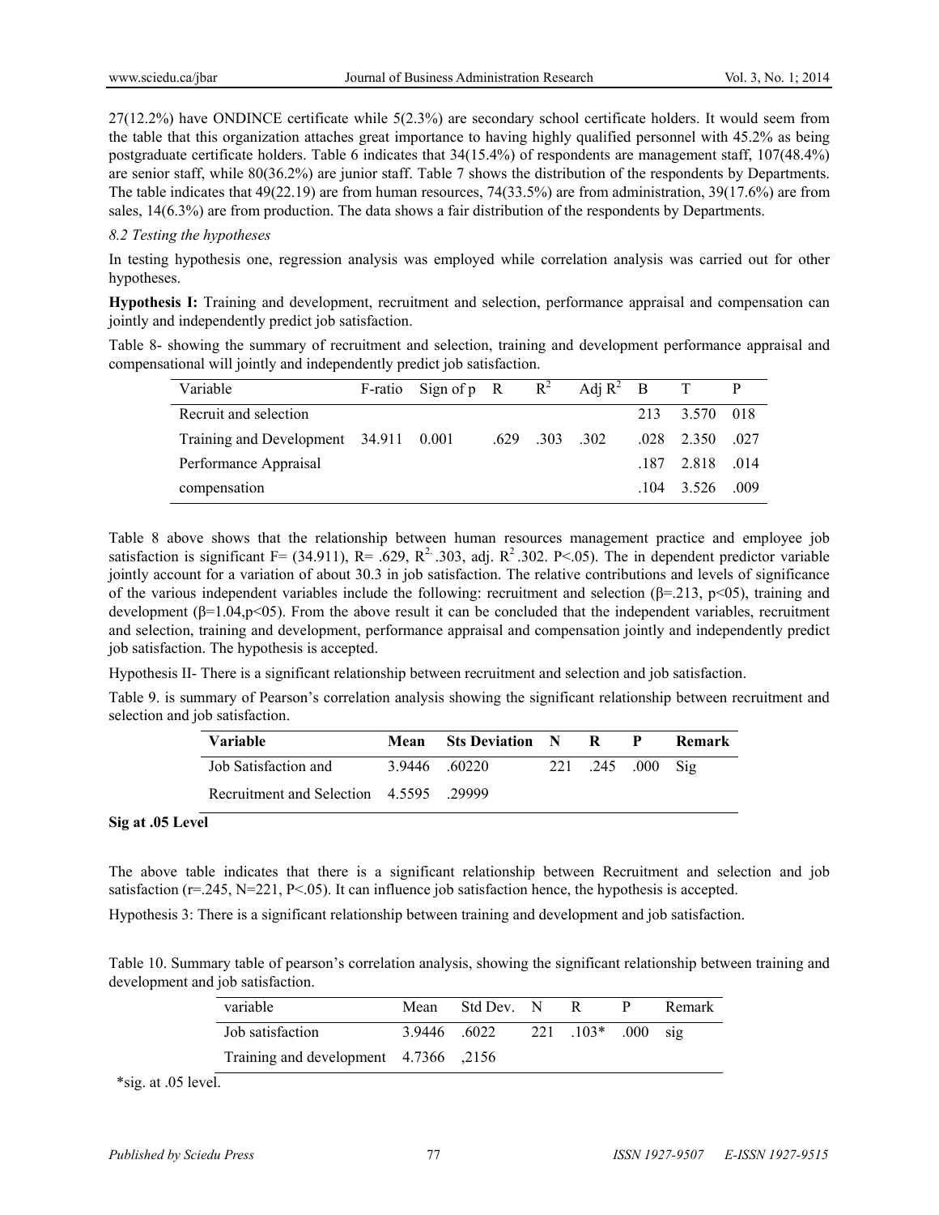27(12.2%) have ONDINCE certificate while 5(2.3%) are secondary school certificate holders. It would seem from the table that this organization attaches great importance to having highly qualified personnel with 45.2% as being postgraduate certificate holders. Table 6 indicates that 34(15.4%) of respondents are management staff, 107(48.4%) are senior staff, while 80(36.2%) are junior staff. Table 7 shows the distribution of the respondents by Departments. The table indicates that 49(22.19) are from human resources, 74(33.5%) are from administration, 39(17.6%) are from sales, 14(6.3%) are from production. The data shows a fair distribution of the respondents by Departments.

*8.2 Testing the hypotheses*

In testing hypothesis one, regression analysis was employed while correlation analysis was carried out for other hypotheses.

**Hypothesis I:** Training and development, recruitment and selection, performance appraisal and compensation can jointly and independently predict job satisfaction.

Table 8- showing the summary of recruitment and selection, training and development performance appraisal and compensational will jointly and independently predict job satisfaction.

| Variable | F-ratio | Sign of p | R | $R^2$ | Adj $R^2$ | B | T | P |
|---|---|---|---|---|---|---|---|---|
| Recruit and selection | | | | | | 213 | 3.570 | 018 |
| Training and Development | 34.911 | 0.001 | .629 | .303 | .302 | .028 | 2.350 | .027 |
| Performance Appraisal | | | | | | .187 | 2.818 | .014 |
| compensation | | | | | | .104 | 3.526 | .009 |

Table 8 above shows that the relationship between human resources management practice and employee job satisfaction is significant F= (34.911), R= .629, $R^2$ .303, adj. $R^2$ .302. P<.05). The in dependent predictor variable jointly account for a variation of about 30.3 in job satisfaction. The relative contributions and levels of significance of the various independent variables include the following: recruitment and selection (β=.213, p<05), training and development (β=1.04,p<05). From the above result it can be concluded that the independent variables, recruitment and selection, training and development, performance appraisal and compensation jointly and independently predict job satisfaction. The hypothesis is accepted.

Hypothesis II- There is a significant relationship between recruitment and selection and job satisfaction.

Table 9. is summary of Pearson's correlation analysis showing the significant relationship between recruitment and selection and job satisfaction.

| **Variable** | **Mean** | **Sts Deviation** | **N** | **R** | **P** | **Remark** |
|---|---|---|---|---|---|---|
| Job Satisfaction and | 3.9446 | .60220 | 221 | .245 | .000 | Sig |
| Recruitment and Selection | 4.5595 | .29999 | | | | |

**Sig at .05 Level**

The above table indicates that there is a significant relationship between Recruitment and selection and job satisfaction (r=.245, N=221, P<.05). It can influence job satisfaction hence, the hypothesis is accepted.

Hypothesis 3: There is a significant relationship between training and development and job satisfaction.

Table 10. Summary table of pearson's correlation analysis, showing the significant relationship between training and development and job satisfaction.

| variable | Mean | Std Dev. | N | R | P | Remark |
|---|---|---|---|---|---|---|
| Job satisfaction | 3.9446 | .6022 | 221 | .103* | .000 | sig |
| Training and development | 4.7366 | ,2156 | | | | |

*sig. at .05 level.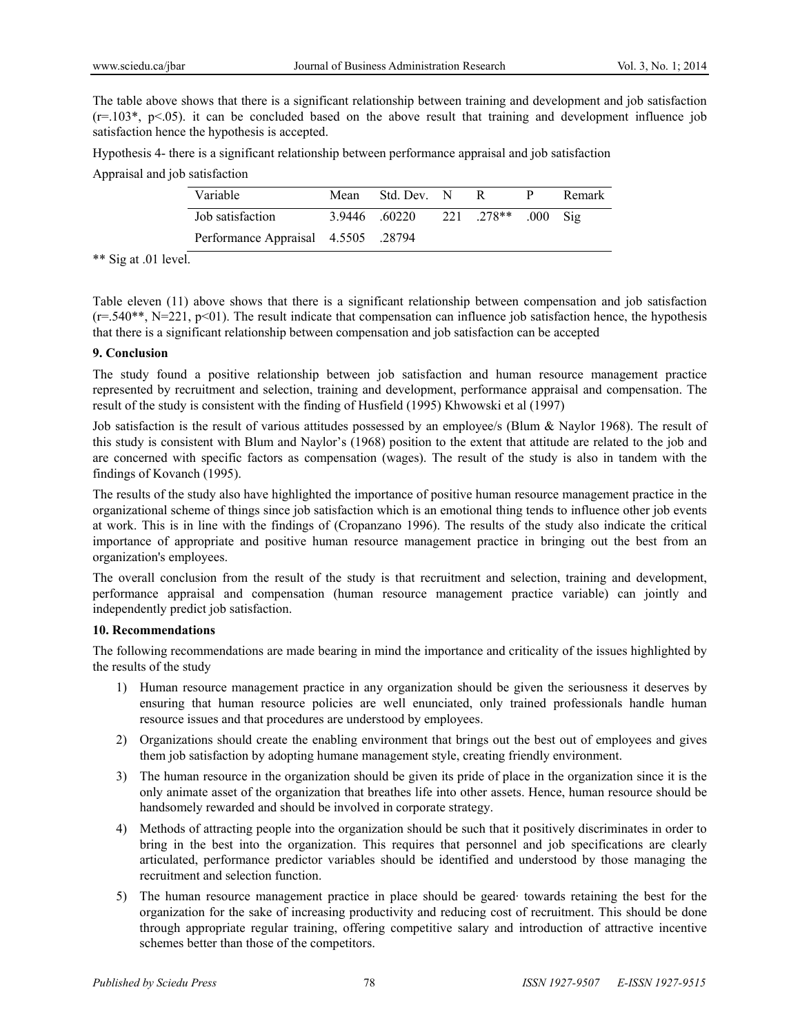The table above shows that there is a significant relationship between training and development and job satisfaction (r=.103*, p<.05). it can be concluded based on the above result that training and development influence job satisfaction hence the hypothesis is accepted.

Hypothesis 4- there is a significant relationship between performance appraisal and job satisfaction

Appraisal and job satisfaction

| Variable | Mean | Std. Dev. | N | R | P | Remark |
|---|---|---|---|---|---|---|
| Job satisfaction | 3.9446 | .60220 | 221 | .278** | .000 | Sig |
| Performance Appraisal | 4.5505 | .28794 | | | | |

** Sig at .01 level.

Table eleven (11) above shows that there is a significant relationship between compensation and job satisfaction (r=.540**, N=221, p<01). The result indicate that compensation can influence job satisfaction hence, the hypothesis that there is a significant relationship between compensation and job satisfaction can be accepted

## 9. Conclusion

The study found a positive relationship between job satisfaction and human resource management practice represented by recruitment and selection, training and development, performance appraisal and compensation. The result of the study is consistent with the finding of Husfield (1995) Khwowski et al (1997)

Job satisfaction is the result of various attitudes possessed by an employee/s (Blum & Naylor 1968). The result of this study is consistent with Blum and Naylor's (1968) position to the extent that attitude are related to the job and are concerned with specific factors as compensation (wages). The result of the study is also in tandem with the findings of Kovanch (1995).

The results of the study also have highlighted the importance of positive human resource management practice in the organizational scheme of things since job satisfaction which is an emotional thing tends to influence other job events at work. This is in line with the findings of (Cropanzano 1996). The results of the study also indicate the critical importance of appropriate and positive human resource management practice in bringing out the best from an organization's employees.

The overall conclusion from the result of the study is that recruitment and selection, training and development, performance appraisal and compensation (human resource management practice variable) can jointly and independently predict job satisfaction.

## 10. Recommendations

The following recommendations are made bearing in mind the importance and criticality of the issues highlighted by the results of the study

1) Human resource management practice in any organization should be given the seriousness it deserves by ensuring that human resource policies are well enunciated, only trained professionals handle human resource issues and that procedures are understood by employees.

2) Organizations should create the enabling environment that brings out the best out of employees and gives them job satisfaction by adopting humane management style, creating friendly environment.

3) The human resource in the organization should be given its pride of place in the organization since it is the only animate asset of the organization that breathes life into other assets. Hence, human resource should be handsomely rewarded and should be involved in corporate strategy.

4) Methods of attracting people into the organization should be such that it positively discriminates in order to bring in the best into the organization. This requires that personnel and job specifications are clearly articulated, performance predictor variables should be identified and understood by those managing the recruitment and selection function.

5) The human resource management practice in place should be geared· towards retaining the best for the organization for the sake of increasing productivity and reducing cost of recruitment. This should be done through appropriate regular training, offering competitive salary and introduction of attractive incentive schemes better than those of the competitors.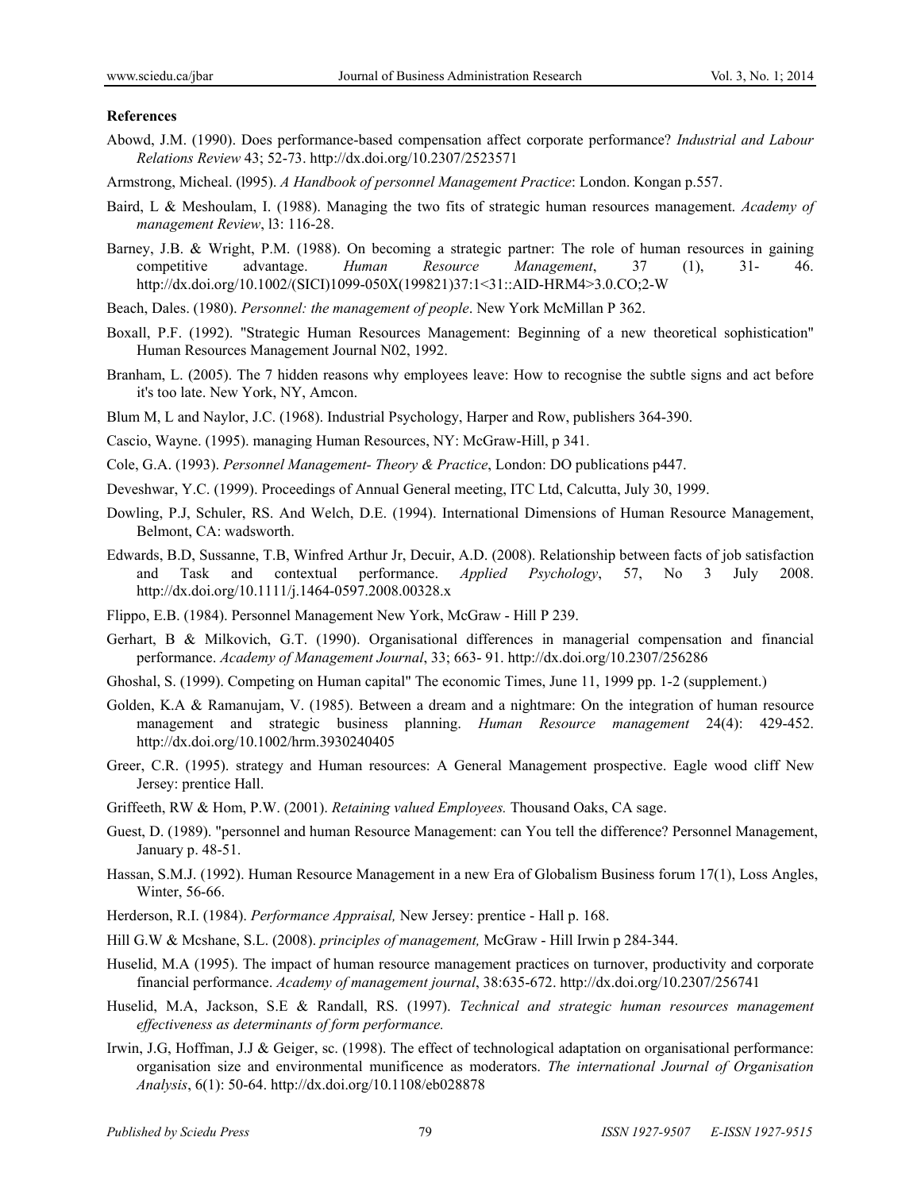**References**

Abowd, J.M. (1990). Does performance-based compensation affect corporate performance? *Industrial and Labour Relations Review* 43; 52-73. http://dx.doi.org/10.2307/2523571

Armstrong, Micheal. (l995). *A Handbook of personnel Management Practice*: London. Kongan p.557.

Baird, L & Meshoulam, I. (1988). Managing the two fits of strategic human resources management. *Academy of management Review*, l3: 116-28.

Barney, J.B. & Wright, P.M. (1988). On becoming a strategic partner: The role of human resources in gaining competitive advantage. *Human Resource Management*, 37 (1), 31- 46. http://dx.doi.org/10.1002/(SICI)1099-050X(199821)37:1<31::AID-HRM4>3.0.CO;2-W

Beach, Dales. (1980). *Personnel: the management of people*. New York McMillan P 362.

Boxall, P.F. (1992). "Strategic Human Resources Management: Beginning of a new theoretical sophistication" Human Resources Management Journal N02, 1992.

Branham, L. (2005). The 7 hidden reasons why employees leave: How to recognise the subtle signs and act before it's too late. New York, NY, Amcon.

Blum M, L and Naylor, J.C. (1968). Industrial Psychology, Harper and Row, publishers 364-390.

Cascio, Wayne. (1995). managing Human Resources, NY: McGraw-Hill, p 341.

Cole, G.A. (1993). *Personnel Management- Theory & Practice*, London: DO publications p447.

Deveshwar, Y.C. (1999). Proceedings of Annual General meeting, ITC Ltd, Calcutta, July 30, 1999.

Dowling, P.J, Schuler, RS. And Welch, D.E. (1994). International Dimensions of Human Resource Management, Belmont, CA: wadsworth.

Edwards, B.D, Sussanne, T.B, Winfred Arthur Jr, Decuir, A.D. (2008). Relationship between facts of job satisfaction and Task and contextual performance. *Applied Psychology*, 57, No 3 July 2008. http://dx.doi.org/10.1111/j.1464-0597.2008.00328.x

Flippo, E.B. (1984). Personnel Management New York, McGraw - Hill P 239.

Gerhart, B & Milkovich, G.T. (1990). Organisational differences in managerial compensation and financial performance. *Academy of Management Journal*, 33; 663- 91. http://dx.doi.org/10.2307/256286

Ghoshal, S. (1999). Competing on Human capital" The economic Times, June 11, 1999 pp. 1-2 (supplement.)

Golden, K.A & Ramanujam, V. (1985). Between a dream and a nightmare: On the integration of human resource management and strategic business planning. *Human Resource management* 24(4): 429-452. http://dx.doi.org/10.1002/hrm.3930240405

Greer, C.R. (1995). strategy and Human resources: A General Management prospective. Eagle wood cliff New Jersey: prentice Hall.

Griffeeth, RW & Hom, P.W. (2001). *Retaining valued Employees.* Thousand Oaks, CA sage.

Guest, D. (1989). "personnel and human Resource Management: can You tell the difference? Personnel Management, January p. 48-51.

Hassan, S.M.J. (1992). Human Resource Management in a new Era of Globalism Business forum 17(1), Loss Angles, Winter, 56-66.

Herderson, R.I. (1984). *Performance Appraisal,* New Jersey: prentice - Hall p. 168.

Hill G.W & Mcshane, S.L. (2008). *principles of management,* McGraw - Hill Irwin p 284-344.

Huselid, M.A (1995). The impact of human resource management practices on turnover, productivity and corporate financial performance. *Academy of management journal*, 38:635-672. http://dx.doi.org/10.2307/256741

Huselid, M.A, Jackson, S.E & Randall, RS. (1997). *Technical and strategic human resources management effectiveness as determinants of form performance.*

Irwin, J.G, Hoffman, J.J & Geiger, sc. (1998). The effect of technological adaptation on organisational performance: organisation size and environmental munificence as moderators. *The international Journal of Organisation Analysis*, 6(1): 50-64. http://dx.doi.org/10.1108/eb028878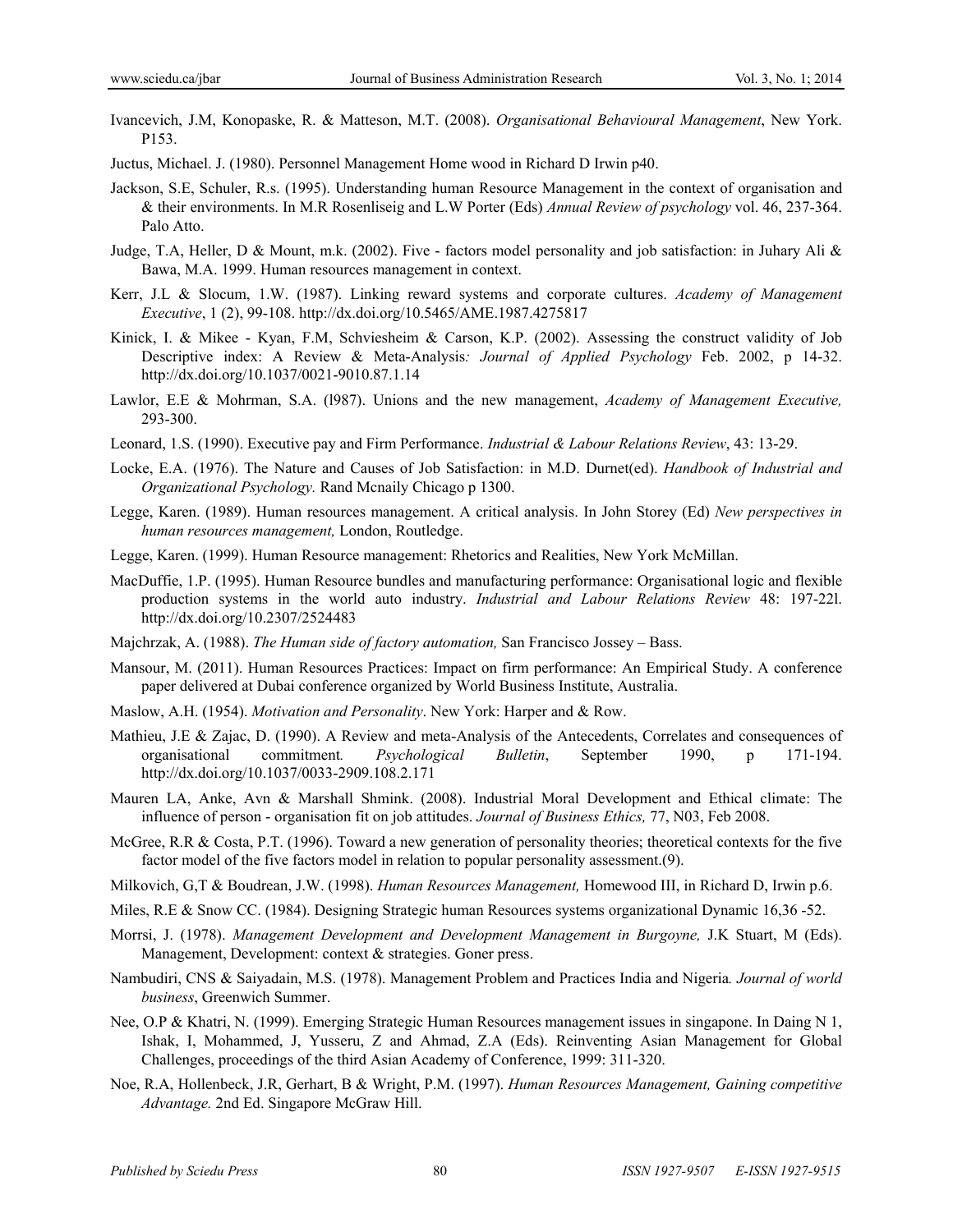Ivancevich, J.M, Konopaske, R. & Matteson, M.T. (2008). *Organisational Behavioural Management*, New York. P153.

Juctus, Michael. J. (1980). Personnel Management Home wood in Richard D Irwin p40.

Jackson, S.E, Schuler, R.s. (1995). Understanding human Resource Management in the context of organisation and & their environments. In M.R Rosenliseig and L.W Porter (Eds) *Annual Review of psychology* vol. 46, 237-364. Palo Atto.

Judge, T.A, Heller, D & Mount, m.k. (2002). Five - factors model personality and job satisfaction: in Juhary Ali & Bawa, M.A. 1999. Human resources management in context.

Kerr, J.L & Slocum, 1.W. (1987). Linking reward systems and corporate cultures. *Academy of Management Executive*, 1 (2), 99-108. http://dx.doi.org/10.5465/AME.1987.4275817

Kinick, I. & Mikee - Kyan, F.M, Schviesheim & Carson, K.P. (2002). Assessing the construct validity of Job Descriptive index: A Review & Meta-Analysis*: Journal of Applied Psychology* Feb. 2002, p 14-32. http://dx.doi.org/10.1037/0021-9010.87.1.14

Lawlor, E.E & Mohrman, S.A. (l987). Unions and the new management, *Academy of Management Executive,* 293-300.

Leonard, 1.S. (1990). Executive pay and Firm Performance. *Industrial & Labour Relations Review*, 43: 13-29.

Locke, E.A. (1976). The Nature and Causes of Job Satisfaction: in M.D. Durnet(ed). *Handbook of Industrial and Organizational Psychology.* Rand Mcnaily Chicago p 1300.

Legge, Karen. (1989). Human resources management. A critical analysis. In John Storey (Ed) *New perspectives in human resources management,* London, Routledge.

Legge, Karen. (1999). Human Resource management: Rhetorics and Realities, New York McMillan.

MacDuffie, 1.P. (1995). Human Resource bundles and manufacturing performance: Organisational logic and flexible production systems in the world auto industry. *Industrial and Labour Relations Review* 48: 197-22l. http://dx.doi.org/10.2307/2524483

Majchrzak, A. (1988). *The Human side of factory automation,* San Francisco Jossey – Bass.

Mansour, M. (2011). Human Resources Practices: Impact on firm performance: An Empirical Study. A conference paper delivered at Dubai conference organized by World Business Institute, Australia.

Maslow, A.H. (1954). *Motivation and Personality*. New York: Harper and & Row.

Mathieu, J.E & Zajac, D. (1990). A Review and meta-Analysis of the Antecedents, Correlates and consequences of organisational commitment*. Psychological Bulletin*, September 1990, p 171-194. http://dx.doi.org/10.1037/0033-2909.108.2.171

Mauren LA, Anke, Avn & Marshall Shmink. (2008). Industrial Moral Development and Ethical climate: The influence of person - organisation fit on job attitudes. *Journal of Business Ethics,* 77, N03, Feb 2008.

McGree, R.R & Costa, P.T. (1996). Toward a new generation of personality theories; theoretical contexts for the five factor model of the five factors model in relation to popular personality assessment.(9).

Milkovich, G,T & Boudrean, J.W. (1998). *Human Resources Management,* Homewood III, in Richard D, Irwin p.6.

Miles, R.E & Snow CC. (1984). Designing Strategic human Resources systems organizational Dynamic 16,36 -52.

Morrsi, J. (1978). *Management Development and Development Management in Burgoyne,* J.K Stuart, M (Eds). Management, Development: context & strategies. Goner press.

Nambudiri, CNS & Saiyadain, M.S. (1978). Management Problem and Practices India and Nigeria*. Journal of world business*, Greenwich Summer.

Nee, O.P & Khatri, N. (1999). Emerging Strategic Human Resources management issues in singapone. In Daing N 1, Ishak, I, Mohammed, J, Yusseru, Z and Ahmad, Z.A (Eds). Reinventing Asian Management for Global Challenges, proceedings of the third Asian Academy of Conference, 1999: 311-320.

Noe, R.A, Hollenbeck, J.R, Gerhart, B & Wright, P.M. (1997). *Human Resources Management, Gaining competitive Advantage.* 2nd Ed. Singapore McGraw Hill.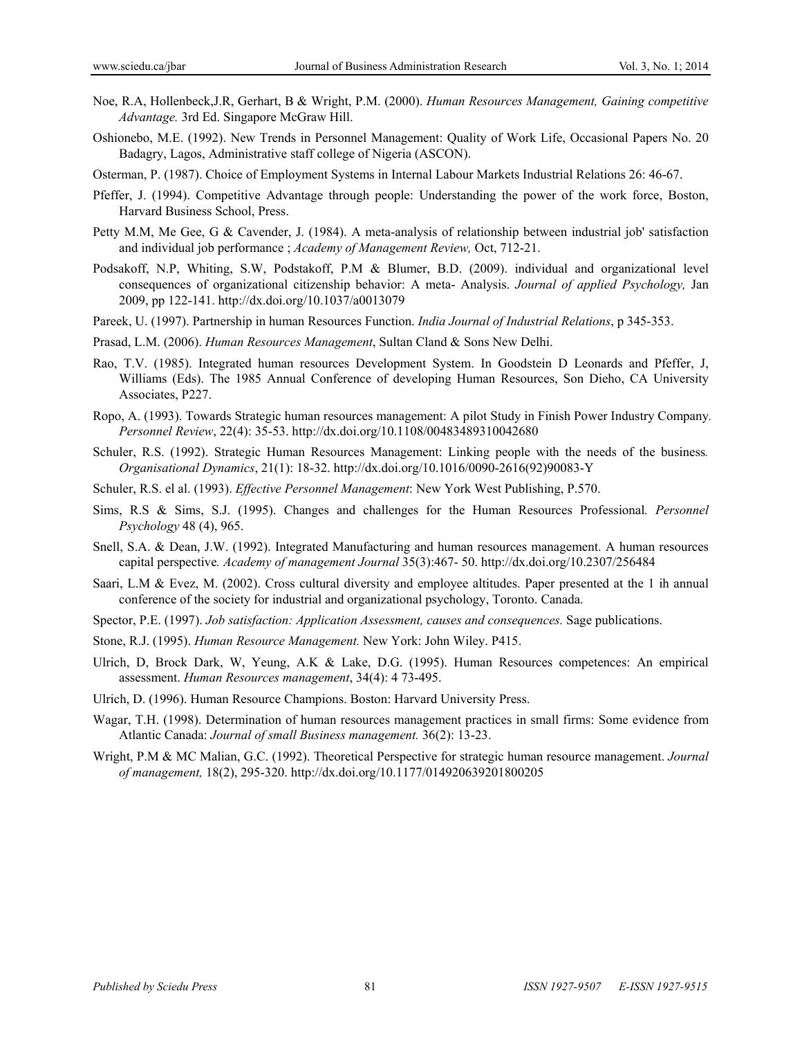Noe, R.A, Hollenbeck,J.R, Gerhart, B & Wright, P.M. (2000). *Human Resources Management, Gaining competitive Advantage.* 3rd Ed. Singapore McGraw Hill.

Oshionebo, M.E. (1992). New Trends in Personnel Management: Quality of Work Life, Occasional Papers No. 20 Badagry, Lagos, Administrative staff college of Nigeria (ASCON).

Osterman, P. (1987). Choice of Employment Systems in Internal Labour Markets Industrial Relations 26: 46-67.

Pfeffer, J. (1994). Competitive Advantage through people: Understanding the power of the work force, Boston, Harvard Business School, Press.

Petty M.M, Me Gee, G & Cavender, J. (1984). A meta-analysis of relationship between industrial job' satisfaction and individual job performance ; *Academy of Management Review,* Oct, 712-21.

Podsakoff, N.P, Whiting, S.W, Podstakoff, P.M & Blumer, B.D. (2009). individual and organizational level consequences of organizational citizenship behavior: A meta- Analysis. *Journal of applied Psychology,* Jan 2009, pp 122-141. http://dx.doi.org/10.1037/a0013079

Pareek, U. (1997). Partnership in human Resources Function. *India Journal of Industrial Relations*, p 345-353.

Prasad, L.M. (2006). *Human Resources Management*, Sultan Cland & Sons New Delhi.

Rao, T.V. (1985). Integrated human resources Development System. In Goodstein D Leonards and Pfeffer, J, Williams (Eds). The 1985 Annual Conference of developing Human Resources, Son Dieho, CA University Associates, P227.

Ropo, A. (1993). Towards Strategic human resources management: A pilot Study in Finish Power Industry Company*. Personnel Review*, 22(4): 35-53. http://dx.doi.org/10.1108/00483489310042680

Schuler, R.S. (1992). Strategic Human Resources Management: Linking people with the needs of the business*. Organisational Dynamics*, 21(1): 18-32. http://dx.doi.org/10.1016/0090-2616(92)90083-Y

Schuler, R.S. el al. (1993). *Effective Personnel Management*: New York West Publishing, P.570.

Sims, R.S & Sims, S.J. (1995). Changes and challenges for the Human Resources Professional*. Personnel Psychology* 48 (4), 965.

Snell, S.A. & Dean, J.W. (1992). Integrated Manufacturing and human resources management. A human resources capital perspective*. Academy of management Journal* 35(3):467- 50. http://dx.doi.org/10.2307/256484

Saari, L.M & Evez, M. (2002). Cross cultural diversity and employee altitudes. Paper presented at the 1 ih annual conference of the society for industrial and organizational psychology, Toronto. Canada.

Spector, P.E. (1997). *Job satisfaction: Application Assessment, causes and consequences.* Sage publications.

Stone, R.J. (1995). *Human Resource Management.* New York: John Wiley. P415.

Ulrich, D, Brock Dark, W, Yeung, A.K & Lake, D.G. (1995). Human Resources competences: An empirical assessment. *Human Resources management*, 34(4): 4 73-495.

Ulrich, D. (1996). Human Resource Champions. Boston: Harvard University Press.

Wagar, T.H. (1998). Determination of human resources management practices in small firms: Some evidence from Atlantic Canada: *Journal of small Business management.* 36(2): 13-23.

Wright, P.M & MC Malian, G.C. (1992). Theoretical Perspective for strategic human resource management. *Journal of management,* 18(2), 295-320. http://dx.doi.org/10.1177/014920639201800205